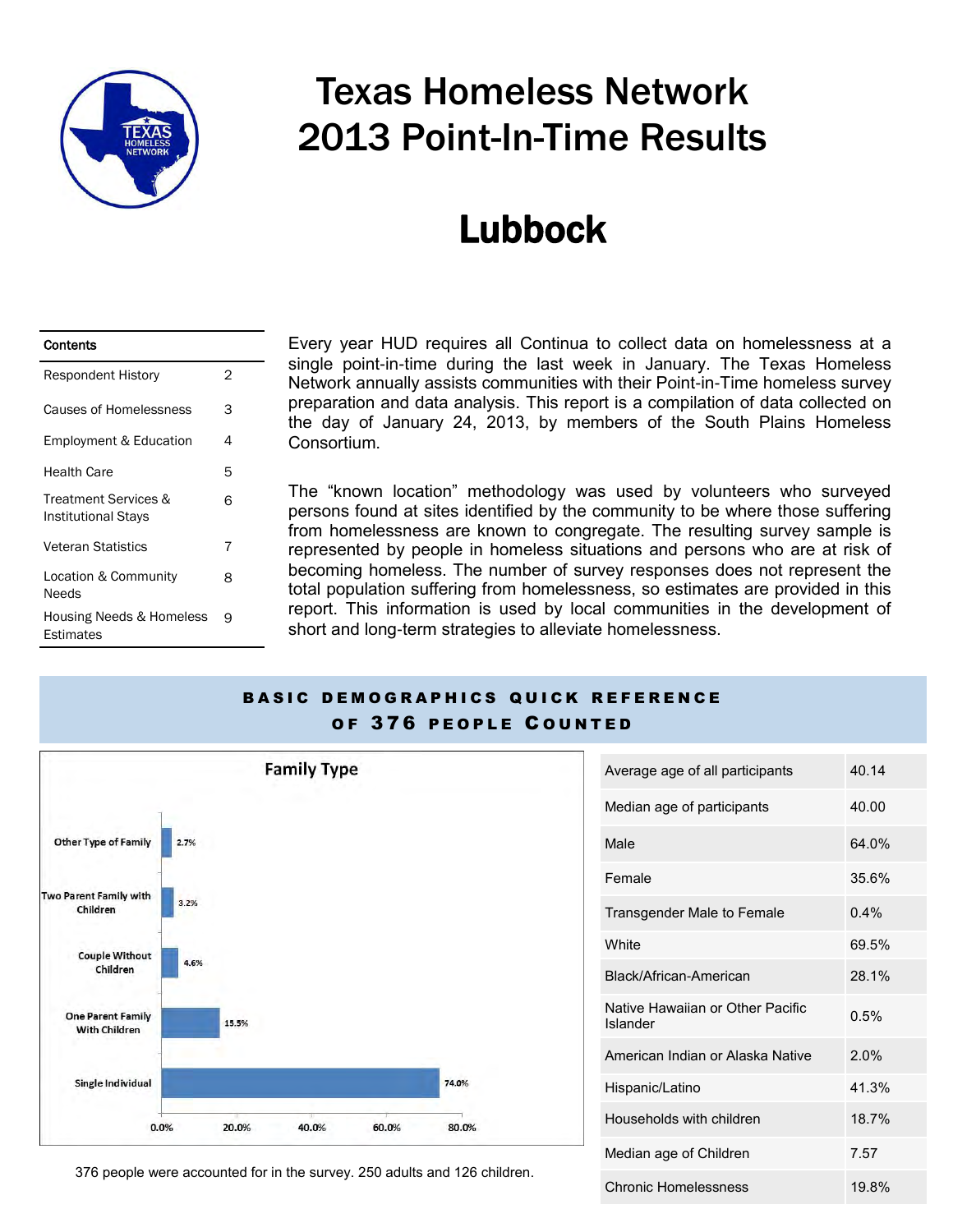# Texas Homeless Network
# 2013 Point-In-Time Results

## Lubbock

| Contents | |
|---|---|
| Respondent History | 2 |
| Causes of Homelessness | 3 |
| Employment & Education | 4 |
| Health Care | 5 |
| Treatment Services & Institutional Stays | 6 |
| Veteran Statistics | 7 |
| Location & Community Needs | 8 |
| Housing Needs & Homeless Estimates | 9 |

Every year HUD requires all Continua to collect data on homelessness at a single point-in-time during the last week in January. The Texas Homeless Network annually assists communities with their Point-in-Time homeless survey preparation and data analysis. This report is a compilation of data collected on the day of January 24, 2013, by members of the South Plains Homeless Consortium.

The "known location" methodology was used by volunteers who surveyed persons found at sites identified by the community to be where those suffering from homelessness are known to congregate. The resulting survey sample is represented by people in homeless situations and persons who are at risk of becoming homeless. The number of survey responses does not represent the total population suffering from homelessness, so estimates are provided in this report. This information is used by local communities in the development of short and long-term strategies to alleviate homelessness.

## BASIC DEMOGRAPHICS QUICK REFERENCE OF 376 PEOPLE COUNTED

**Family Type**

| Family Type | Percent |
|---|---|
| Other Type of Family | 2.7% |
| Two Parent Family with Children | 3.2% |
| Couple Without Children | 4.6% |
| One Parent Family With Children | 15.5% |
| Single Individual | 74.0% |

376 people were accounted for in the survey. 250 adults and 126 children.

| | |
|---|---|
| Average age of all participants | 40.14 |
| Median age of participants | 40.00 |
| Male | 64.0% |
| Female | 35.6% |
| Transgender Male to Female | 0.4% |
| White | 69.5% |
| Black/African-American | 28.1% |
| Native Hawaiian or Other Pacific Islander | 0.5% |
| American Indian or Alaska Native | 2.0% |
| Hispanic/Latino | 41.3% |
| Households with children | 18.7% |
| Median age of Children | 7.57 |
| Chronic Homelessness | 19.8% |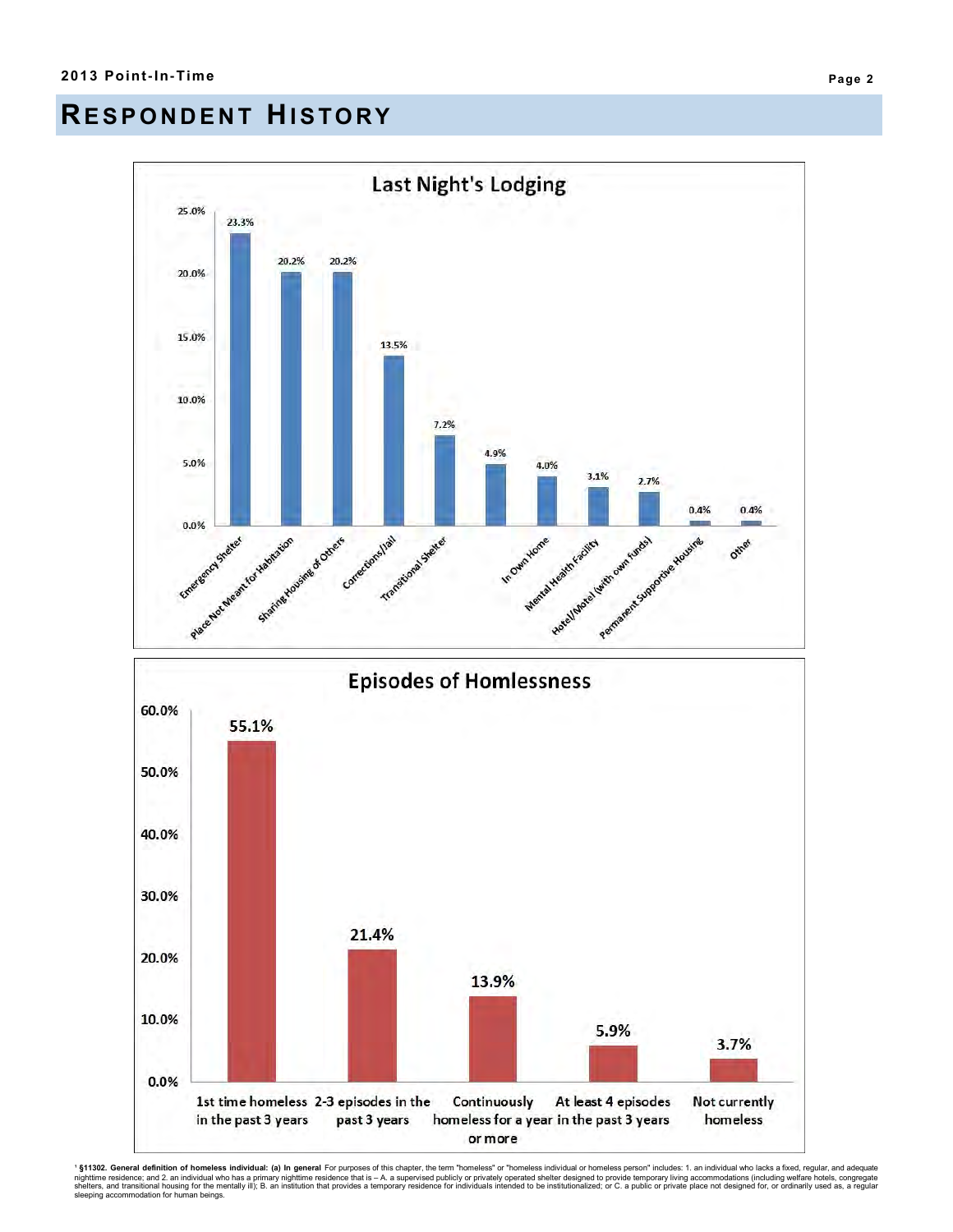# RESPONDENT HISTORY

## Last Night's Lodging

| Lodging | Percent |
| --- | --- |
| Emergency Shelter | 23.3% |
| Place Not Meant for Habitation | 20.2% |
| Sharing Housing of Others | 20.2% |
| Corrections/Jail | 13.5% |
| Transitional Shelter | 7.2% |
| In Own Home | 4.9% |
| Mental Health Facility | 4.0% |
| Hotel/Motel (with own funds) | 3.1% |
| Permanent Supportive Housing | 2.7% |
| Other | 0.4% |
| | 0.4% |

## Episodes of Homlessness

| Episodes | Percent |
| --- | --- |
| 1st time homeless in the past 3 years | 55.1% |
| 2-3 episodes in the past 3 years | 21.4% |
| Continuously homeless for a year or more | 13.9% |
| At least 4 episodes in the past 3 years | 5.9% |
| Not currently homeless | 3.7% |

[1] **§11302. General definition of homeless individual: (a) In general** For purposes of this chapter, the term "homeless" or "homeless individual or homeless person" includes: 1. an individual who lacks a fixed, regular, and adequate nighttime residence; and 2. an individual who has a primary nighttime residence that is – A. a supervised publicly or privately operated shelter designed to provide temporary living accommodations (including welfare hotels, congregate shelters, and transitional housing for the mentally ill); B. an institution that provides a temporary residence for individuals intended to be institutionalized; or C. a public or private place not designed for, or ordinarily used as, a regular sleeping accommodation for human beings.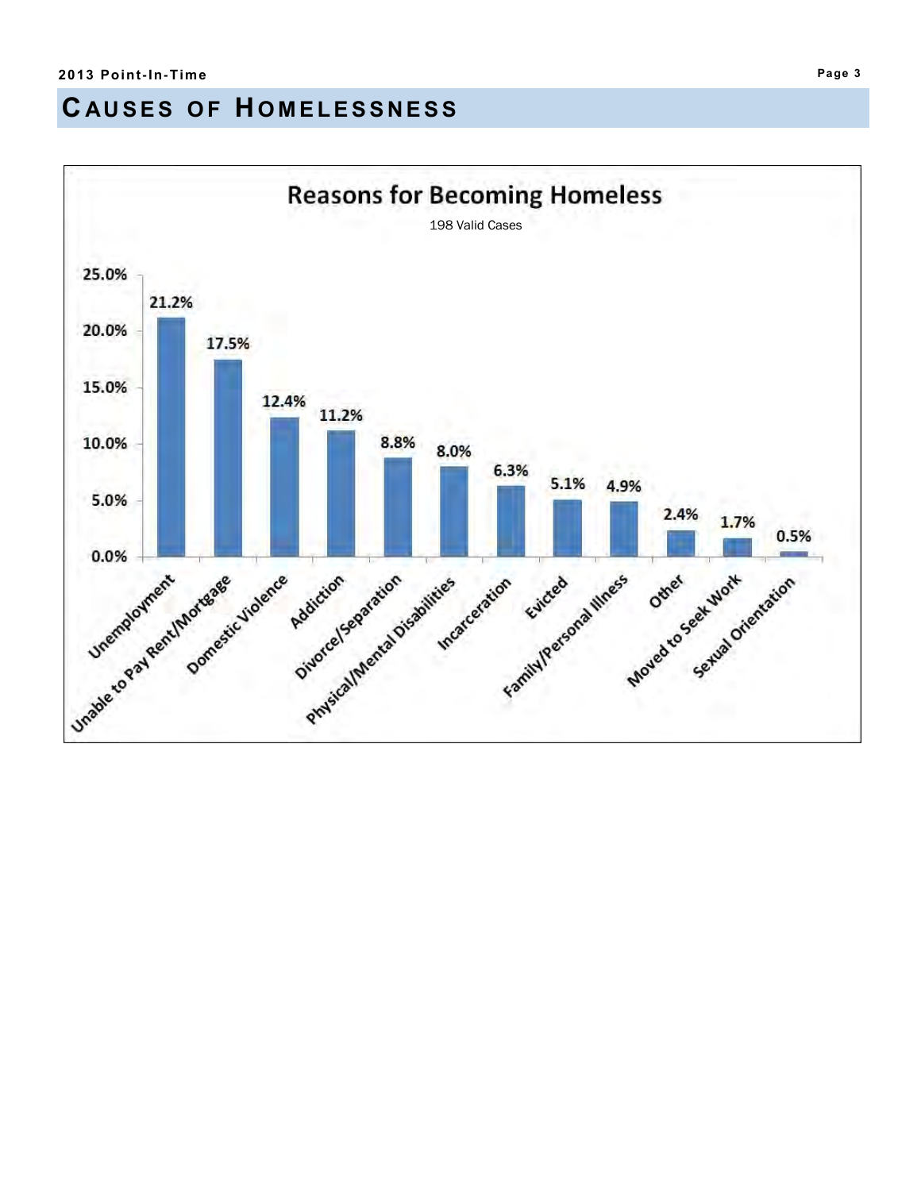## Causes of Homelessness

**Reasons for Becoming Homeless**

198 Valid Cases

| Reason | Percent |
|---|---|
| Unemployment | 21.2% |
| Unable to Pay Rent/Mortgage | 17.5% |
| Domestic Violence | 12.4% |
| Addiction | 11.2% |
| Divorce/Separation | 8.8% |
| Physical/Mental Disabilities | 8.0% |
| Incarceration | 6.3% |
| Evicted | 5.1% |
| Family/Personal Illness | 4.9% |
| Other | 2.4% |
| Moved to Seek Work | 1.7% |
| Sexual Orientation | 0.5% |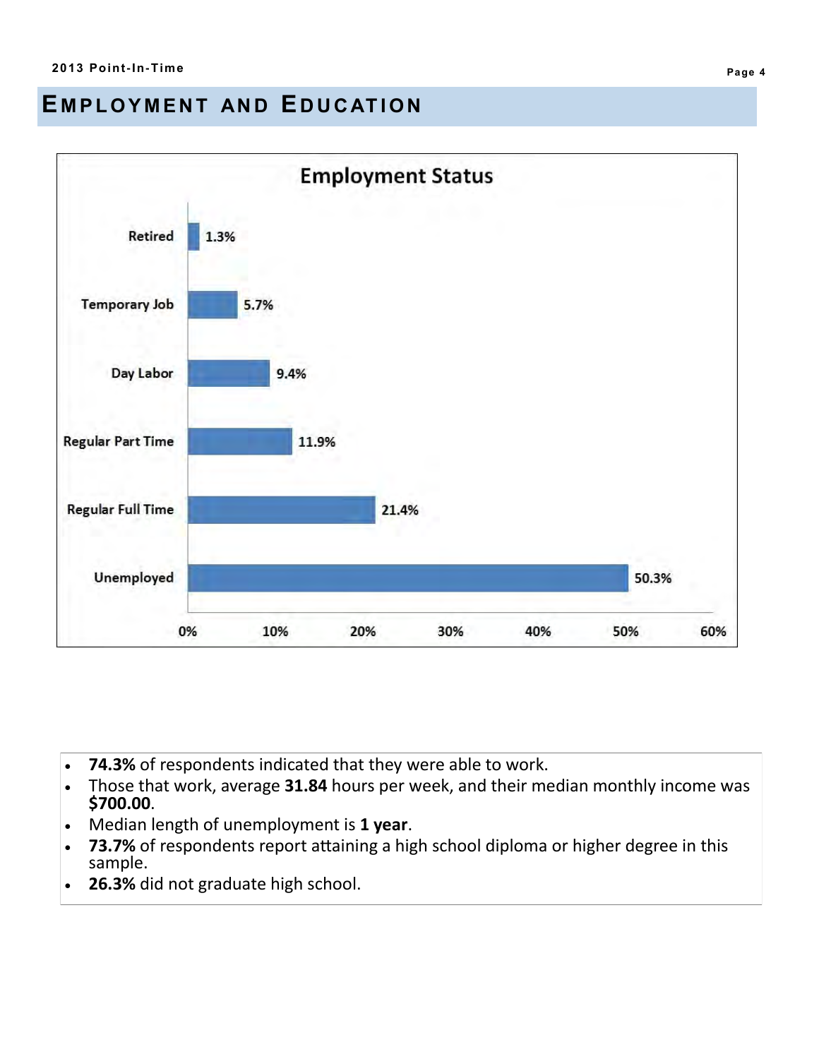## Employment and Education

**Employment Status**

| Employment Status | Percent |
|---|---|
| Retired | 1.3% |
| Temporary Job | 5.7% |
| Day Labor | 9.4% |
| Regular Part Time | 11.9% |
| Regular Full Time | 21.4% |
| Unemployed | 50.3% |

- **74.3%** of respondents indicated that they were able to work.
- Those that work, average **31.84** hours per week, and their median monthly income was **$700.00**.
- Median length of unemployment is **1 year**.
- **73.7%** of respondents report attaining a high school diploma or higher degree in this sample.
- **26.3%** did not graduate high school.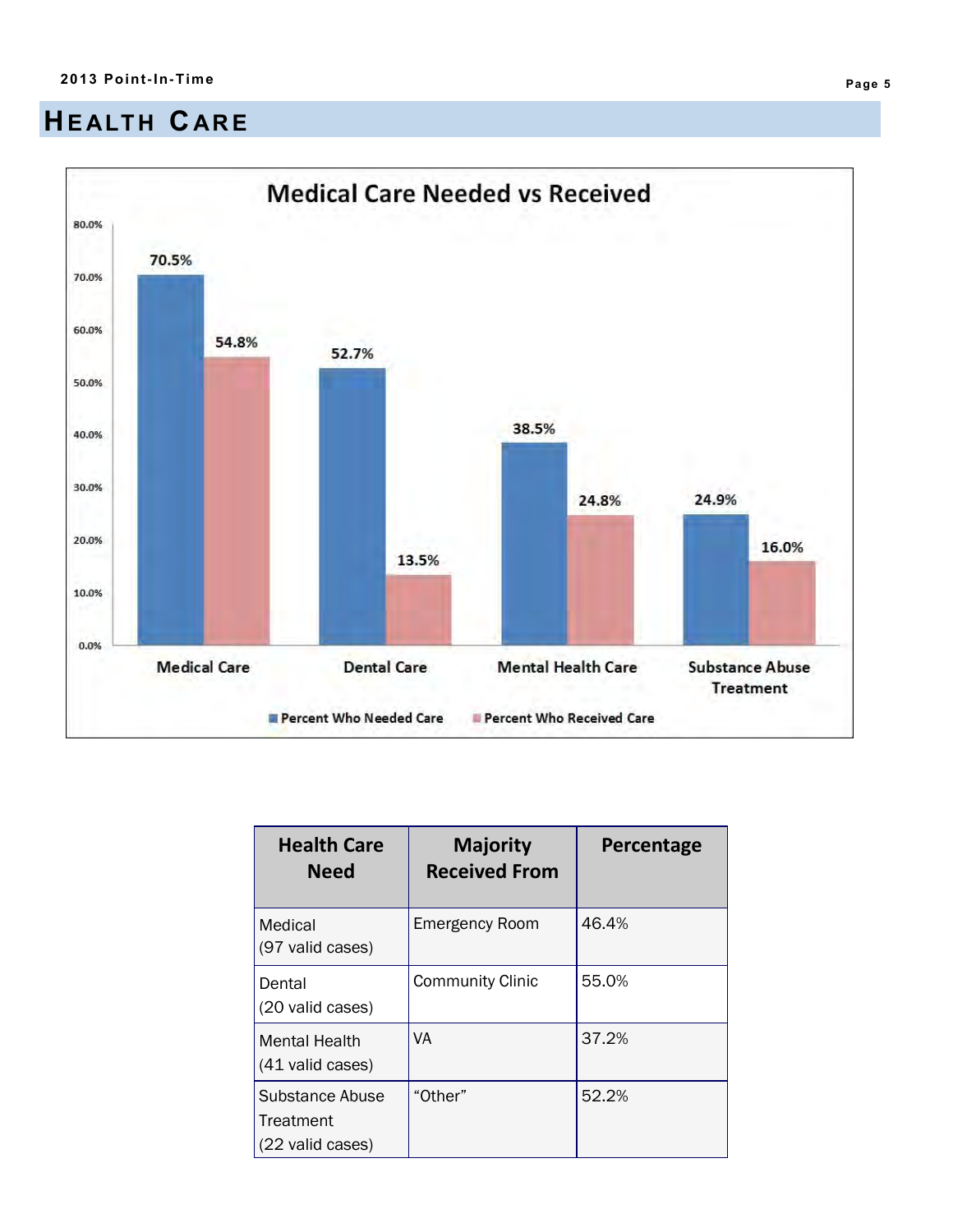# HEALTH CARE

**Medical Care Needed vs Received**

| | Percent Who Needed Care | Percent Who Received Care |
|---|---|---|
| Medical Care | 70.5% | 54.8% |
| Dental Care | 52.7% | 13.5% |
| Mental Health Care | 38.5% | 24.8% |
| Substance Abuse Treatment | 24.9% | 16.0% |

| Health Care Need | Majority Received From | Percentage |
|---|---|---|
| Medical (97 valid cases) | Emergency Room | 46.4% |
| Dental (20 valid cases) | Community Clinic | 55.0% |
| Mental Health (41 valid cases) | VA | 37.2% |
| Substance Abuse Treatment (22 valid cases) | "Other" | 52.2% |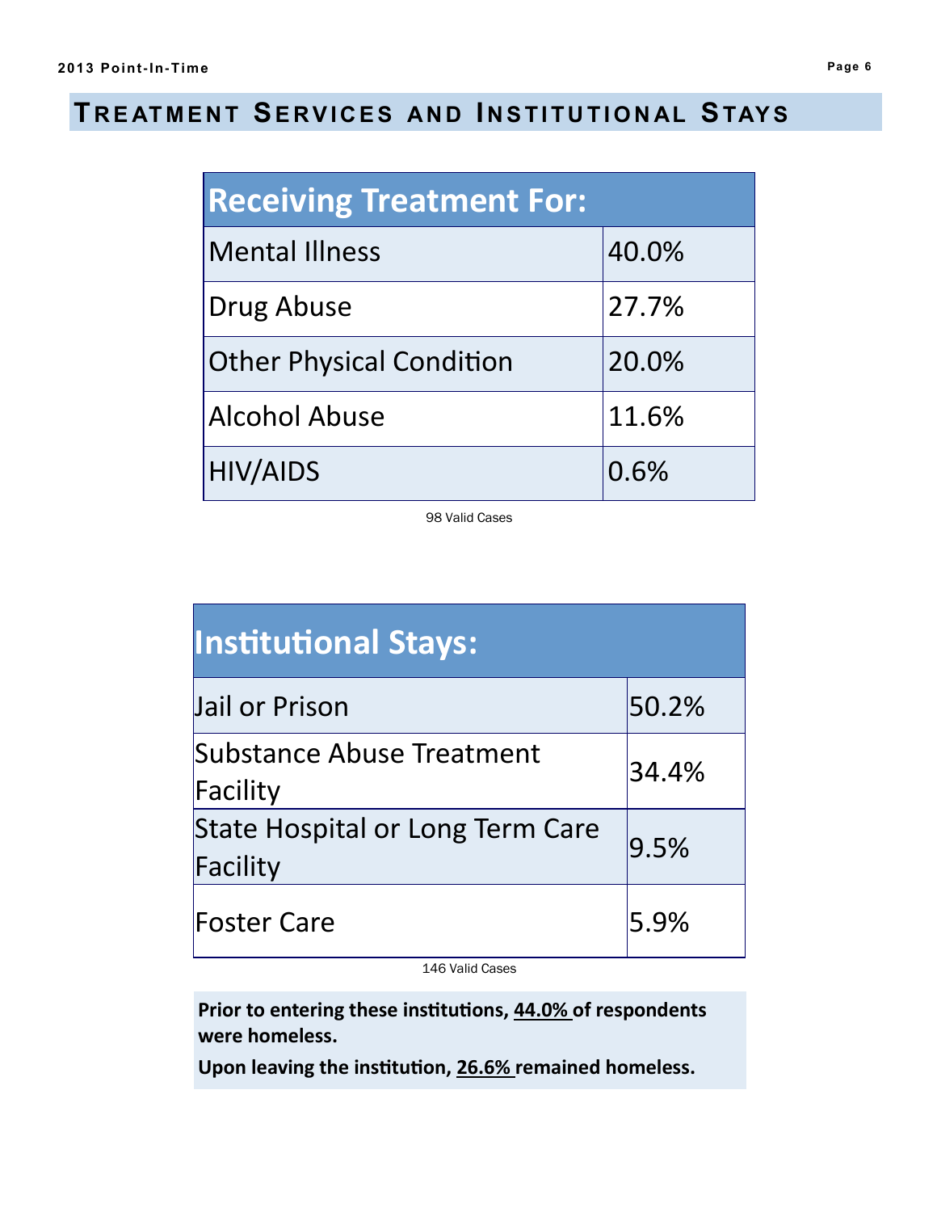## Treatment Services and Institutional Stays

| Receiving Treatment For: | |
|---|---|
| Mental Illness | 40.0% |
| Drug Abuse | 27.7% |
| Other Physical Condition | 20.0% |
| Alcohol Abuse | 11.6% |
| HIV/AIDS | 0.6% |

98 Valid Cases

| Institutional Stays: | |
|---|---|
| Jail or Prison | 50.2% |
| Substance Abuse Treatment Facility | 34.4% |
| State Hospital or Long Term Care Facility | 9.5% |
| Foster Care | 5.9% |

146 Valid Cases

**Prior to entering these institutions, 44.0% of respondents were homeless.**

**Upon leaving the institution, 26.6% remained homeless.**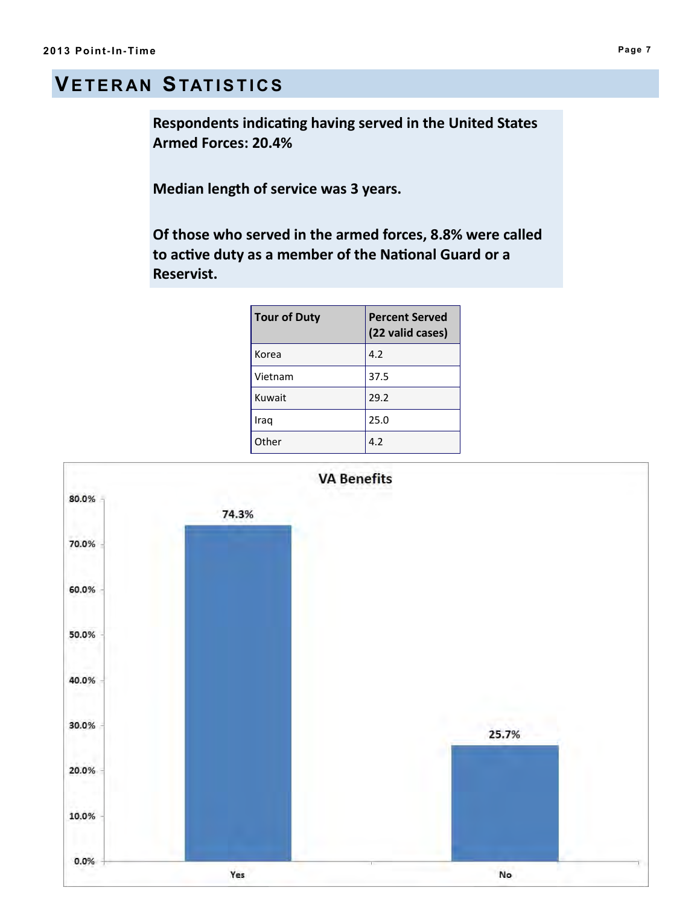# Veteran Statistics

**Respondents indicating having served in the United States Armed Forces: 20.4%**

**Median length of service was 3 years.**

**Of those who served in the armed forces, 8.8% were called to active duty as a member of the National Guard or a Reservist.**

| Tour of Duty | Percent Served (22 valid cases) |
|---|---|
| Korea | 4.2 |
| Vietnam | 37.5 |
| Kuwait | 29.2 |
| Iraq | 25.0 |
| Other | 4.2 |

**VA Benefits**

| VA Benefits | Percent |
|---|---|
| Yes | 74.3% |
| No | 25.7% |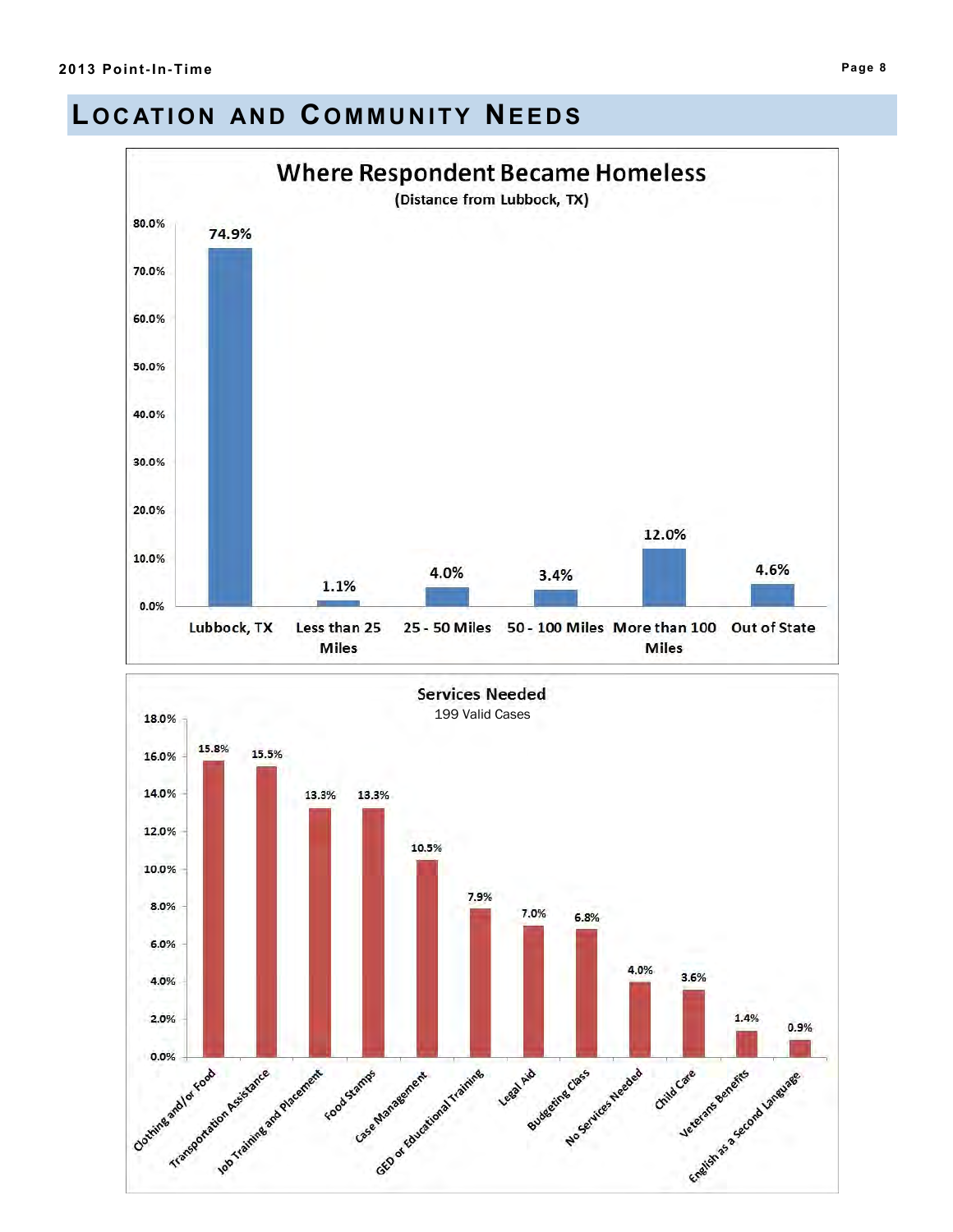## Location and Community Needs

### Where Respondent Became Homeless
(Distance from Lubbock, TX)

| Location | Percent |
|---|---|
| Lubbock, TX | 74.9% |
| Less than 25 Miles | 1.1% |
| 25 - 50 Miles | 4.0% |
| 50 - 100 Miles | 3.4% |
| More than 100 Miles | 12.0% |
| Out of State | 4.6% |

### Services Needed
199 Valid Cases

| Service | Percent |
|---|---|
| Clothing and/or Food | 15.8% |
| Transportation Assistance | 15.5% |
| Job Training and Placement | 13.3% |
| Food Stamps | 13.3% |
| Case Management | 10.5% |
| GED or Educational Training | 7.9% |
| Legal Aid | 7.0% |
| Budgeting Class | 6.8% |
| No Services Needed | 4.0% |
| Child Care | 3.6% |
| Veterans Benefits | 1.4% |
| English as a Second Language | 0.9% |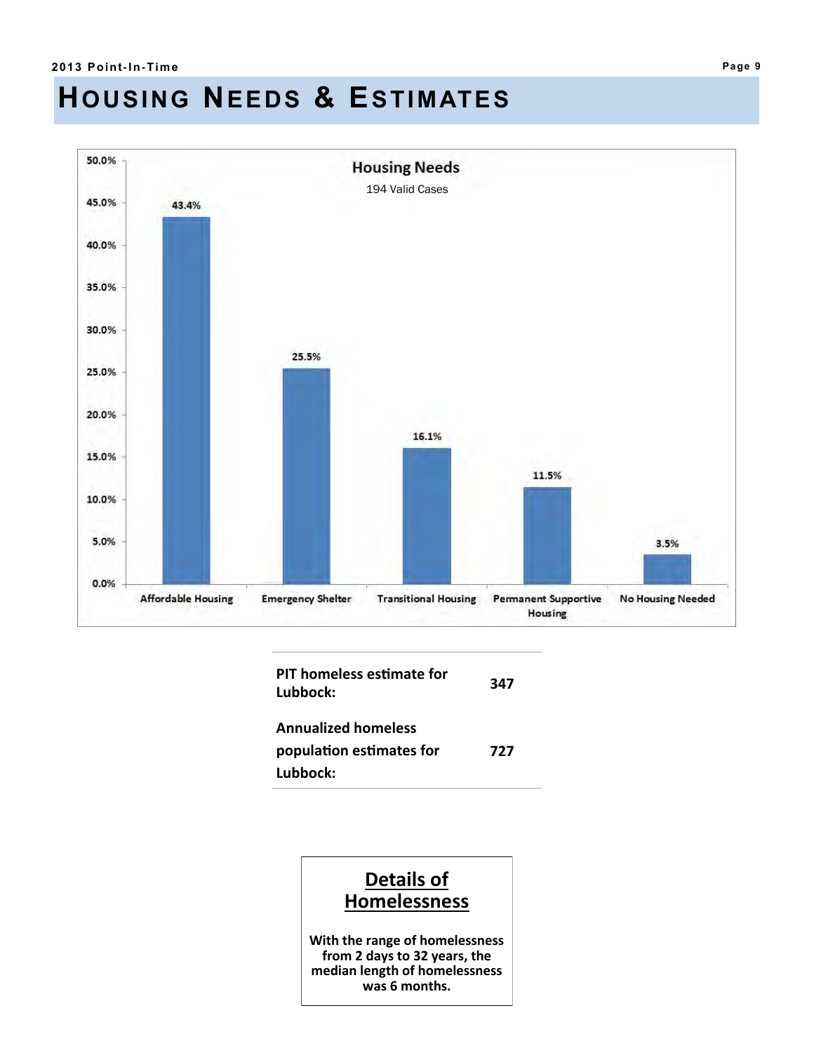# Housing Needs & Estimates

**Housing Needs**
194 Valid Cases

| Housing Need | Percent |
|---|---|
| Affordable Housing | 43.4% |
| Emergency Shelter | 25.5% |
| Transitional Housing | 16.1% |
| Permanent Supportive Housing | 11.5% |
| No Housing Needed | 3.5% |

| | |
|---|---|
| **PIT homeless estimate for Lubbock:** | **347** |
| **Annualized homeless population estimates for Lubbock:** | **727** |

## Details of Homelessness

**With the range of homelessness from 2 days to 32 years, the median length of homelessness was 6 months.**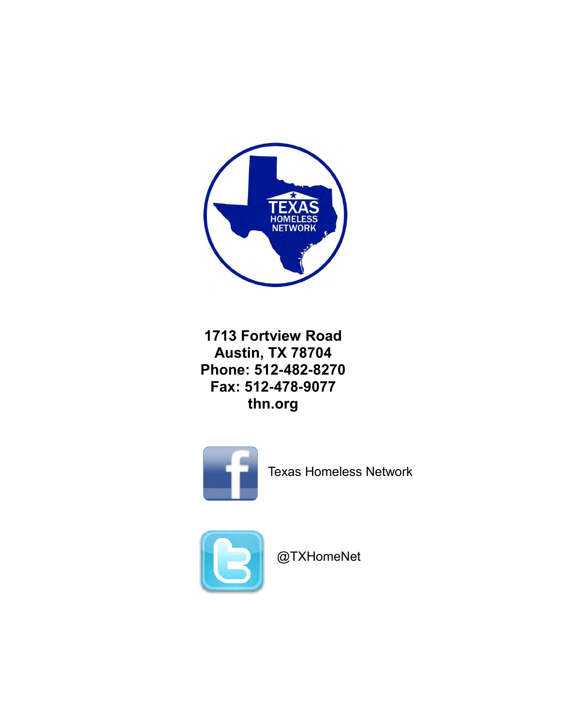TEXAS HOMELESS NETWORK

**1713 Fortview Road**
**Austin, TX 78704**
**Phone: 512-482-8270**
**Fax: 512-478-9077**
**thn.org**

Texas Homeless Network

@TXHomeNet